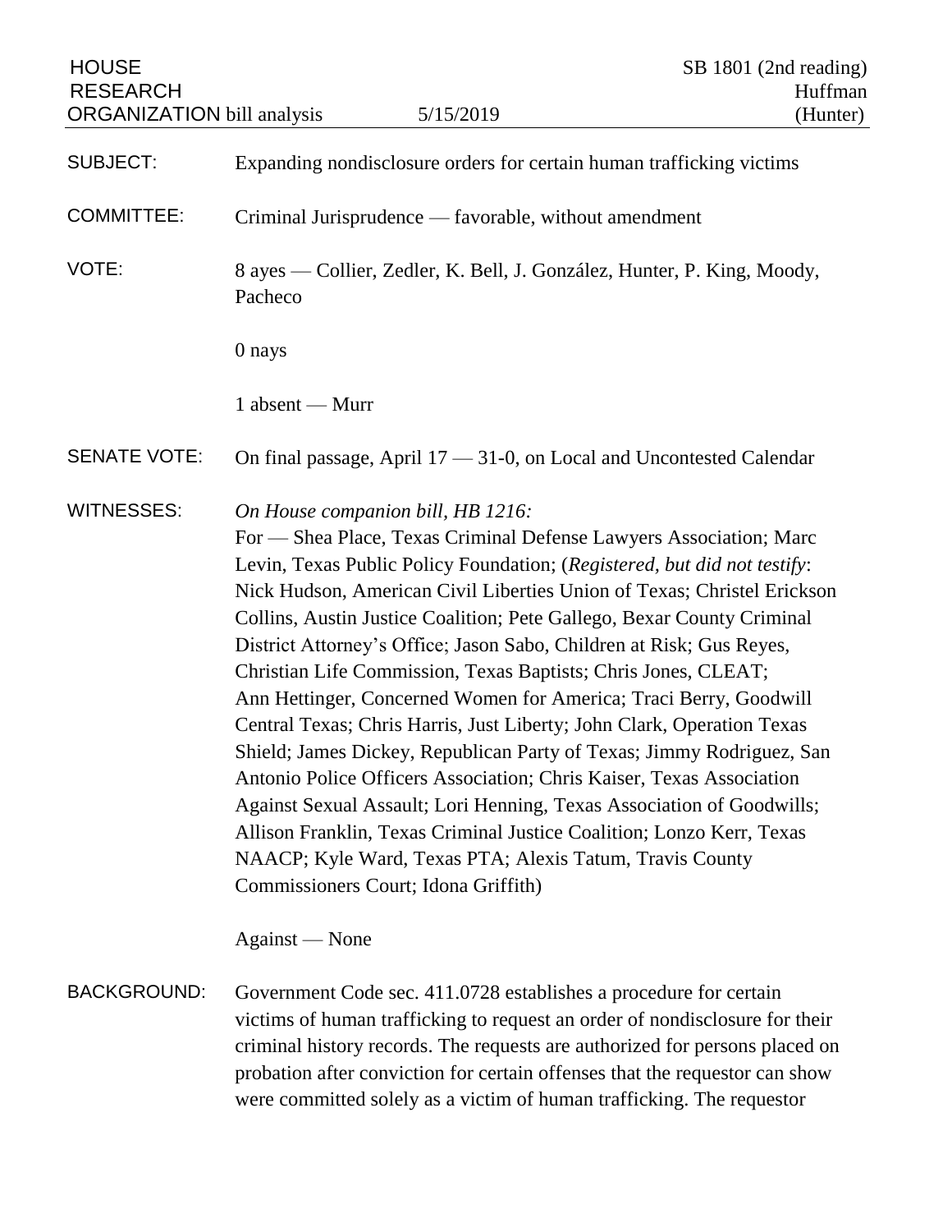HOUSE RESEARCH ORGANIZATION bill analysis — 5/15/2019 — SB 1801 (2nd reading) Huffman (Hunter)

**SUBJECT:** Expanding nondisclosure orders for certain human trafficking victims

**COMMITTEE:** Criminal Jurisprudence — favorable, without amendment

**VOTE:** 8 ayes — Collier, Zedler, K. Bell, J. González, Hunter, P. King, Moody, Pacheco

0 nays

1 absent — Murr

**SENATE VOTE:** On final passage, April 17 — 31-0, on Local and Uncontested Calendar

**WITNESSES:** *On House companion bill, HB 1216:*

For — Shea Place, Texas Criminal Defense Lawyers Association; Marc Levin, Texas Public Policy Foundation; (*Registered, but did not testify*: Nick Hudson, American Civil Liberties Union of Texas; Christel Erickson Collins, Austin Justice Coalition; Pete Gallego, Bexar County Criminal District Attorney's Office; Jason Sabo, Children at Risk; Gus Reyes, Christian Life Commission, Texas Baptists; Chris Jones, CLEAT; Ann Hettinger, Concerned Women for America; Traci Berry, Goodwill Central Texas; Chris Harris, Just Liberty; John Clark, Operation Texas Shield; James Dickey, Republican Party of Texas; Jimmy Rodriguez, San Antonio Police Officers Association; Chris Kaiser, Texas Association Against Sexual Assault; Lori Henning, Texas Association of Goodwills; Allison Franklin, Texas Criminal Justice Coalition; Lonzo Kerr, Texas NAACP; Kyle Ward, Texas PTA; Alexis Tatum, Travis County Commissioners Court; Idona Griffith)

Against — None

**BACKGROUND:** Government Code sec. 411.0728 establishes a procedure for certain victims of human trafficking to request an order of nondisclosure for their criminal history records. The requests are authorized for persons placed on probation after conviction for certain offenses that the requestor can show were committed solely as a victim of human trafficking. The requestor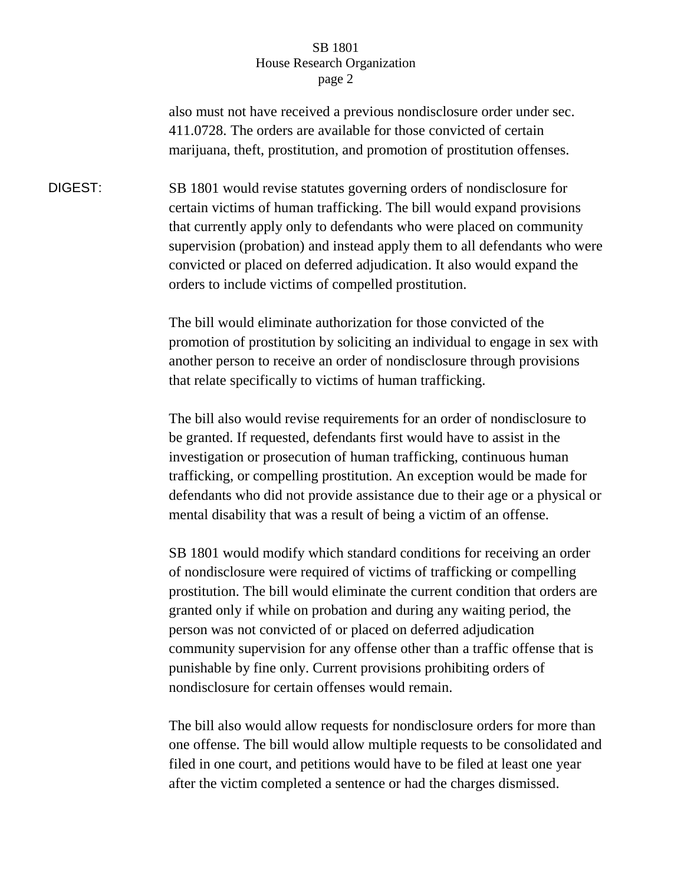also must not have received a previous nondisclosure order under sec. 411.0728. The orders are available for those convicted of certain marijuana, theft, prostitution, and promotion of prostitution offenses.

**DIGEST:** SB 1801 would revise statutes governing orders of nondisclosure for certain victims of human trafficking. The bill would expand provisions that currently apply only to defendants who were placed on community supervision (probation) and instead apply them to all defendants who were convicted or placed on deferred adjudication. It also would expand the orders to include victims of compelled prostitution.

The bill would eliminate authorization for those convicted of the promotion of prostitution by soliciting an individual to engage in sex with another person to receive an order of nondisclosure through provisions that relate specifically to victims of human trafficking.

The bill also would revise requirements for an order of nondisclosure to be granted. If requested, defendants first would have to assist in the investigation or prosecution of human trafficking, continuous human trafficking, or compelling prostitution. An exception would be made for defendants who did not provide assistance due to their age or a physical or mental disability that was a result of being a victim of an offense.

SB 1801 would modify which standard conditions for receiving an order of nondisclosure were required of victims of trafficking or compelling prostitution. The bill would eliminate the current condition that orders are granted only if while on probation and during any waiting period, the person was not convicted of or placed on deferred adjudication community supervision for any offense other than a traffic offense that is punishable by fine only. Current provisions prohibiting orders of nondisclosure for certain offenses would remain.

The bill also would allow requests for nondisclosure orders for more than one offense. The bill would allow multiple requests to be consolidated and filed in one court, and petitions would have to be filed at least one year after the victim completed a sentence or had the charges dismissed.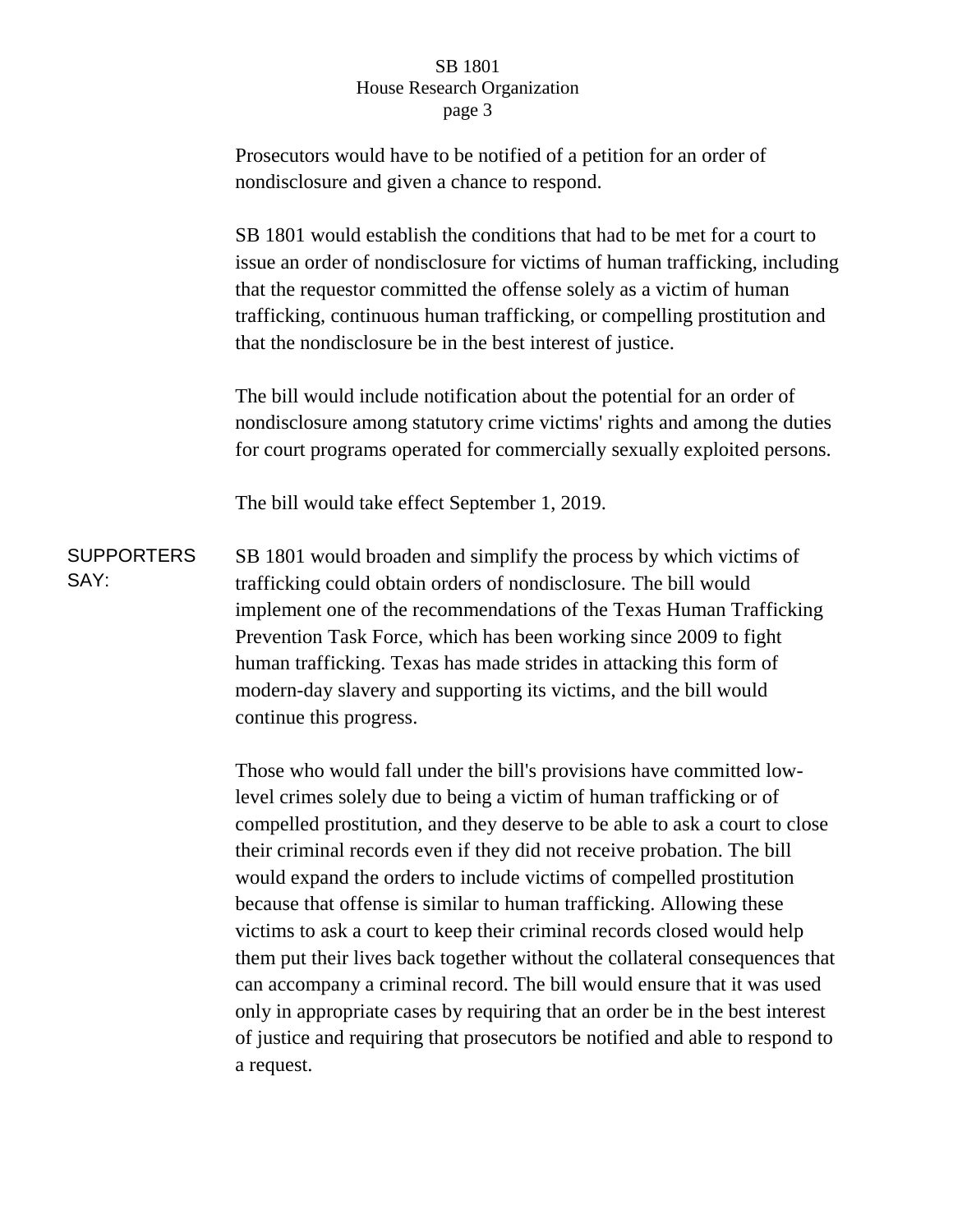Prosecutors would have to be notified of a petition for an order of nondisclosure and given a chance to respond.

SB 1801 would establish the conditions that had to be met for a court to issue an order of nondisclosure for victims of human trafficking, including that the requestor committed the offense solely as a victim of human trafficking, continuous human trafficking, or compelling prostitution and that the nondisclosure be in the best interest of justice.

The bill would include notification about the potential for an order of nondisclosure among statutory crime victims' rights and among the duties for court programs operated for commercially sexually exploited persons.

The bill would take effect September 1, 2019.

**SUPPORTERS SAY:**

SB 1801 would broaden and simplify the process by which victims of trafficking could obtain orders of nondisclosure. The bill would implement one of the recommendations of the Texas Human Trafficking Prevention Task Force, which has been working since 2009 to fight human trafficking. Texas has made strides in attacking this form of modern-day slavery and supporting its victims, and the bill would continue this progress.

Those who would fall under the bill's provisions have committed low-level crimes solely due to being a victim of human trafficking or of compelled prostitution, and they deserve to be able to ask a court to close their criminal records even if they did not receive probation. The bill would expand the orders to include victims of compelled prostitution because that offense is similar to human trafficking. Allowing these victims to ask a court to keep their criminal records closed would help them put their lives back together without the collateral consequences that can accompany a criminal record. The bill would ensure that it was used only in appropriate cases by requiring that an order be in the best interest of justice and requiring that prosecutors be notified and able to respond to a request.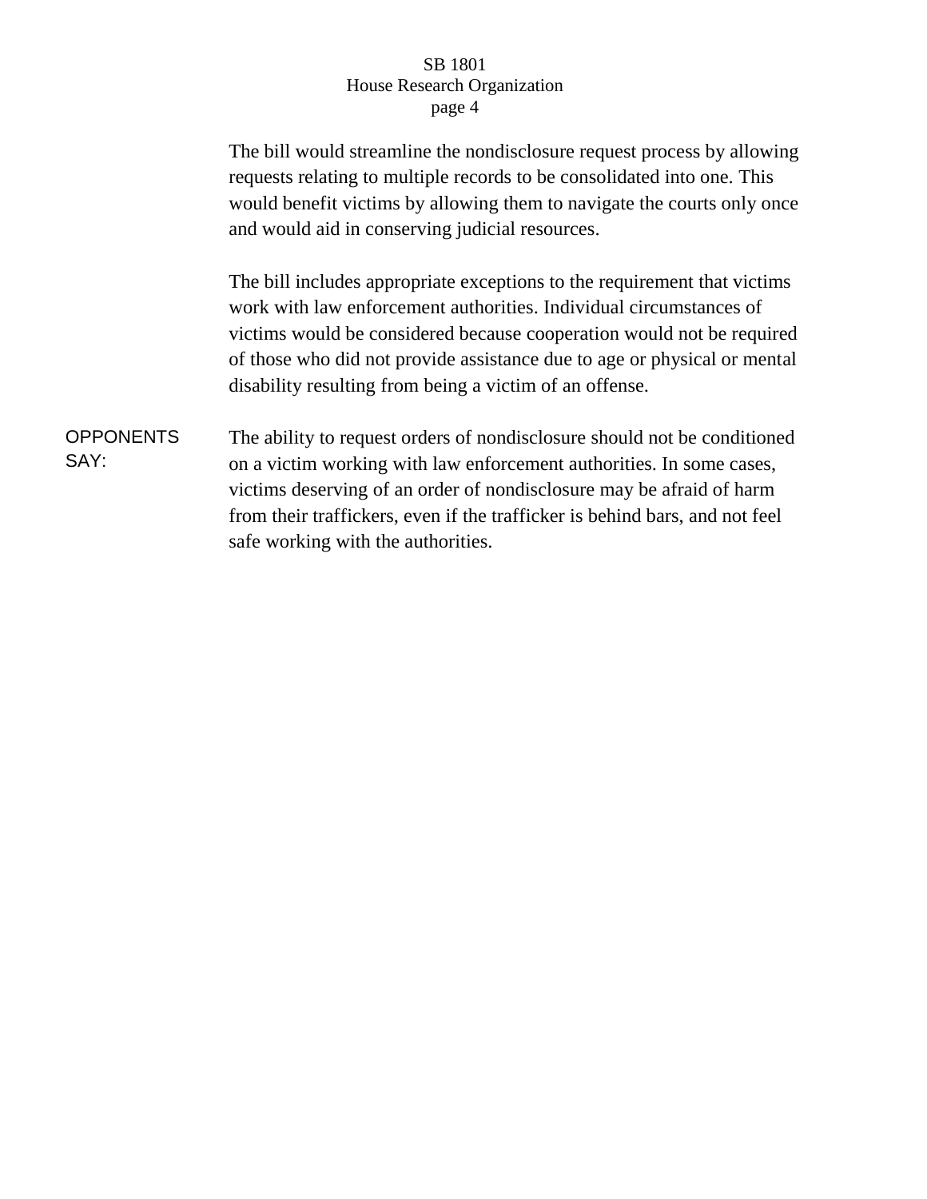The bill would streamline the nondisclosure request process by allowing requests relating to multiple records to be consolidated into one. This would benefit victims by allowing them to navigate the courts only once and would aid in conserving judicial resources.

The bill includes appropriate exceptions to the requirement that victims work with law enforcement authorities. Individual circumstances of victims would be considered because cooperation would not be required of those who did not provide assistance due to age or physical or mental disability resulting from being a victim of an offense.

**OPPONENTS SAY:**

The ability to request orders of nondisclosure should not be conditioned on a victim working with law enforcement authorities. In some cases, victims deserving of an order of nondisclosure may be afraid of harm from their traffickers, even if the trafficker is behind bars, and not feel safe working with the authorities.